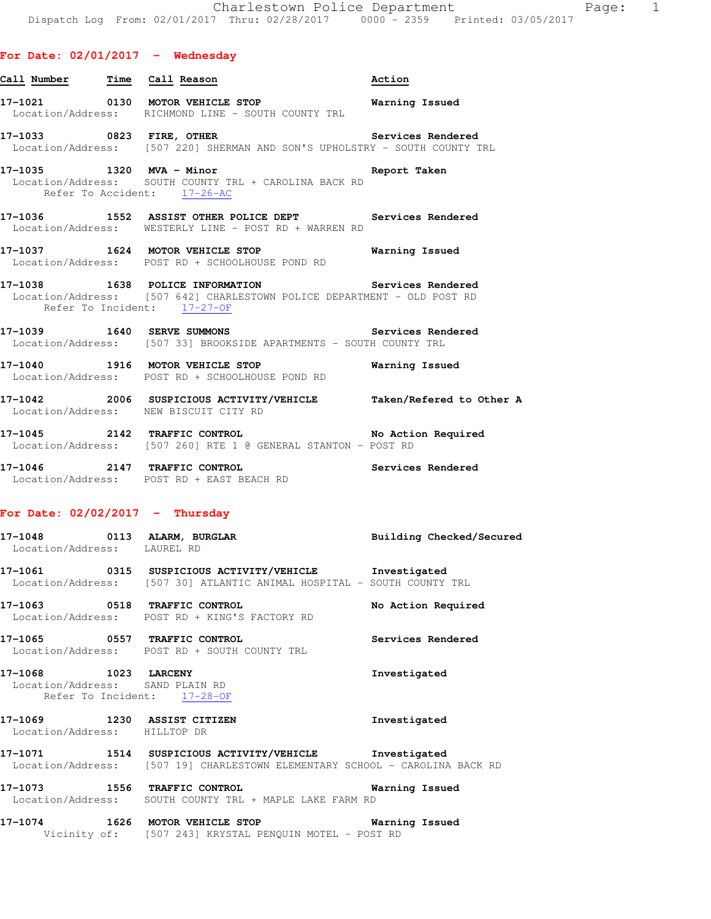Charlestown Police Department
Dispatch Log From: 02/01/2017 Thru: 02/28/2017 0000 - 2359 Printed: 03/05/2017

## For Date: 02/01/2017 - Wednesday

| Call Number | Time | Call Reason | Action |
|---|---|---|---|
| 17-1021 | 0130 | MOTOR VEHICLE STOP | Warning Issued |

Location/Address: RICHMOND LINE - SOUTH COUNTY TRL

**17-1033** 0823 **FIRE, OTHER** — Services Rendered
Location/Address: [507 220] SHERMAN AND SON'S UPHOLSTRY - SOUTH COUNTY TRL

**17-1035** 1320 **MVA - Minor** — Report Taken
Location/Address: SOUTH COUNTY TRL + CAROLINA BACK RD
Refer To Accident: 17-26-AC

**17-1036** 1552 **ASSIST OTHER POLICE DEPT** — Services Rendered
Location/Address: WESTERLY LINE - POST RD + WARREN RD

**17-1037** 1624 **MOTOR VEHICLE STOP** — Warning Issued
Location/Address: POST RD + SCHOOLHOUSE POND RD

**17-1038** 1638 **POLICE INFORMATION** — Services Rendered
Location/Address: [507 642] CHARLESTOWN POLICE DEPARTMENT - OLD POST RD
Refer To Incident: 17-27-OF

**17-1039** 1640 **SERVE SUMMONS** — Services Rendered
Location/Address: [507 33] BROOKSIDE APARTMENTS - SOUTH COUNTY TRL

**17-1040** 1916 **MOTOR VEHICLE STOP** — Warning Issued
Location/Address: POST RD + SCHOOLHOUSE POND RD

**17-1042** 2006 **SUSPICIOUS ACTIVITY/VEHICLE** — Taken/Refered to Other A
Location/Address: NEW BISCUIT CITY RD

**17-1045** 2142 **TRAFFIC CONTROL** — No Action Required
Location/Address: [507 260] RTE 1 @ GENERAL STANTON - POST RD

**17-1046** 2147 **TRAFFIC CONTROL** — Services Rendered
Location/Address: POST RD + EAST BEACH RD

## For Date: 02/02/2017 - Thursday

**17-1048** 0113 **ALARM, BURGLAR** — Building Checked/Secured
Location/Address: LAUREL RD

**17-1061** 0315 **SUSPICIOUS ACTIVITY/VEHICLE** — Investigated
Location/Address: [507 30] ATLANTIC ANIMAL HOSPITAL - SOUTH COUNTY TRL

**17-1063** 0518 **TRAFFIC CONTROL** — No Action Required
Location/Address: POST RD + KING'S FACTORY RD

**17-1065** 0557 **TRAFFIC CONTROL** — Services Rendered
Location/Address: POST RD + SOUTH COUNTY TRL

**17-1068** 1023 **LARCENY** — Investigated
Location/Address: SAND PLAIN RD
Refer To Incident: 17-28-OF

**17-1069** 1230 **ASSIST CITIZEN** — Investigated
Location/Address: HILLTOP DR

**17-1071** 1514 **SUSPICIOUS ACTIVITY/VEHICLE** — Investigated
Location/Address: [507 19] CHARLESTOWN ELEMENTARY SCHOOL - CAROLINA BACK RD

**17-1073** 1556 **TRAFFIC CONTROL** — Warning Issued
Location/Address: SOUTH COUNTY TRL + MAPLE LAKE FARM RD

**17-1074** 1626 **MOTOR VEHICLE STOP** — Warning Issued
Vicinity of: [507 243] KRYSTAL PENQUIN MOTEL - POST RD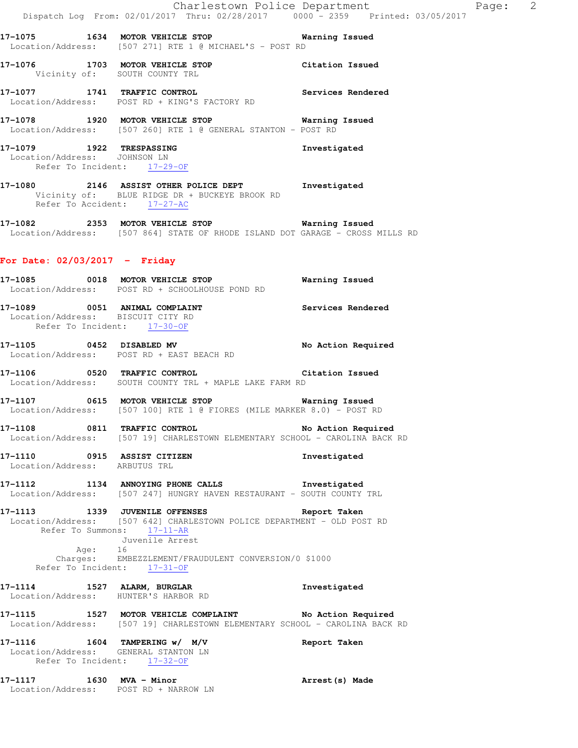17-1075 1634 **MOTOR VEHICLE STOP** **Warning Issued**
Location/Address: [507 271] RTE 1 @ MICHAEL'S - POST RD

17-1076 1703 **MOTOR VEHICLE STOP** **Citation Issued**
Vicinity of: SOUTH COUNTY TRL

17-1077 1741 **TRAFFIC CONTROL** **Services Rendered**
Location/Address: POST RD + KING'S FACTORY RD

17-1078 1920 **MOTOR VEHICLE STOP** **Warning Issued**
Location/Address: [507 260] RTE 1 @ GENERAL STANTON - POST RD

17-1079 1922 **TRESPASSING** **Investigated**
Location/Address: JOHNSON LN
Refer To Incident: 17-29-OF

17-1080 2146 **ASSIST OTHER POLICE DEPT** **Investigated**
Vicinity of: BLUE RIDGE DR + BUCKEYE BROOK RD
Refer To Accident: 17-27-AC

17-1082 2353 **MOTOR VEHICLE STOP** **Warning Issued**
Location/Address: [507 864] STATE OF RHODE ISLAND DOT GARAGE - CROSS MILLS RD

## For Date: 02/03/2017 - Friday

17-1085 0018 **MOTOR VEHICLE STOP** **Warning Issued**
Location/Address: POST RD + SCHOOLHOUSE POND RD

17-1089 0051 **ANIMAL COMPLAINT** **Services Rendered**
Location/Address: BISCUIT CITY RD
Refer To Incident: 17-30-OF

17-1105 0452 **DISABLED MV** **No Action Required**
Location/Address: POST RD + EAST BEACH RD

17-1106 0520 **TRAFFIC CONTROL** **Citation Issued**
Location/Address: SOUTH COUNTY TRL + MAPLE LAKE FARM RD

17-1107 0615 **MOTOR VEHICLE STOP** **Warning Issued**
Location/Address: [507 100] RTE 1 @ FIORES (MILE MARKER 8.0) - POST RD

17-1108 0811 **TRAFFIC CONTROL** **No Action Required**
Location/Address: [507 19] CHARLESTOWN ELEMENTARY SCHOOL - CAROLINA BACK RD

17-1110 0915 **ASSIST CITIZEN** **Investigated**
Location/Address: ARBUTUS TRL

17-1112 1134 **ANNOYING PHONE CALLS** **Investigated**
Location/Address: [507 247] HUNGRY HAVEN RESTAURANT - SOUTH COUNTY TRL

17-1113 1339 **JUVENILE OFFENSES** **Report Taken**
Location/Address: [507 642] CHARLESTOWN POLICE DEPARTMENT - OLD POST RD
Refer To Summons: 17-11-AR
Juvenile Arrest
Age: 16
Charges: EMBEZZLEMENT/FRAUDULENT CONVERSION/0 $1000
Refer To Incident: 17-31-OF

17-1114 1527 **ALARM, BURGLAR** **Investigated**
Location/Address: HUNTER'S HARBOR RD

17-1115 1527 **MOTOR VEHICLE COMPLAINT** **No Action Required**
Location/Address: [507 19] CHARLESTOWN ELEMENTARY SCHOOL - CAROLINA BACK RD

17-1116 1604 **TAMPERING w/ M/V** **Report Taken**
Location/Address: GENERAL STANTON LN
Refer To Incident: 17-32-OF

17-1117 1630 **MVA - Minor** **Arrest(s) Made**
Location/Address: POST RD + NARROW LN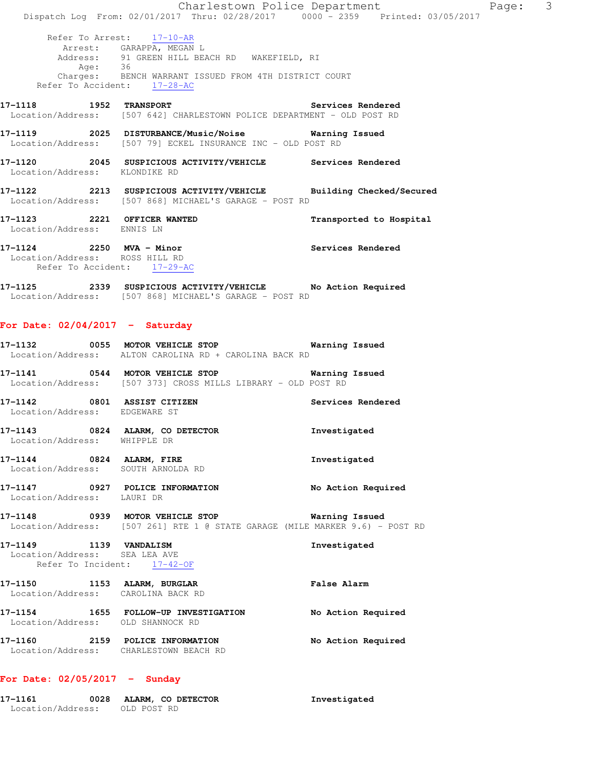Refer To Arrest: 17-10-AR
Arrest: GARAPPA, MEGAN L
Address: 91 GREEN HILL BEACH RD WAKEFIELD, RI
Age: 36
Charges: BENCH WARRANT ISSUED FROM 4TH DISTRICT COURT
Refer To Accident: 17-28-AC

**17-1118 1952 TRANSPORT** — **Services Rendered**
Location/Address: [507 642] CHARLESTOWN POLICE DEPARTMENT - OLD POST RD

**17-1119 2025 DISTURBANCE/Music/Noise** — **Warning Issued**
Location/Address: [507 79] ECKEL INSURANCE INC - OLD POST RD

**17-1120 2045 SUSPICIOUS ACTIVITY/VEHICLE** — **Services Rendered**
Location/Address: KLONDIKE RD

**17-1122 2213 SUSPICIOUS ACTIVITY/VEHICLE** — **Building Checked/Secured**
Location/Address: [507 868] MICHAEL'S GARAGE - POST RD

**17-1123 2221 OFFICER WANTED** — **Transported to Hospital**
Location/Address: ENNIS LN

**17-1124 2250 MVA - Minor** — **Services Rendered**
Location/Address: ROSS HILL RD
Refer To Accident: 17-29-AC

**17-1125 2339 SUSPICIOUS ACTIVITY/VEHICLE** — **No Action Required**
Location/Address: [507 868] MICHAEL'S GARAGE - POST RD

## For Date: 02/04/2017 - Saturday

**17-1132 0055 MOTOR VEHICLE STOP** — **Warning Issued**
Location/Address: ALTON CAROLINA RD + CAROLINA BACK RD

**17-1141 0544 MOTOR VEHICLE STOP** — **Warning Issued**
Location/Address: [507 373] CROSS MILLS LIBRARY - OLD POST RD

**17-1142 0801 ASSIST CITIZEN** — **Services Rendered**
Location/Address: EDGEWARE ST

**17-1143 0824 ALARM, CO DETECTOR** — **Investigated**
Location/Address: WHIPPLE DR

**17-1144 0824 ALARM, FIRE** — **Investigated**
Location/Address: SOUTH ARNOLDA RD

**17-1147 0927 POLICE INFORMATION** — **No Action Required**
Location/Address: LAURI DR

**17-1148 0939 MOTOR VEHICLE STOP** — **Warning Issued**
Location/Address: [507 261] RTE 1 @ STATE GARAGE (MILE MARKER 9.6) - POST RD

**17-1149 1139 VANDALISM** — **Investigated**
Location/Address: SEA LEA AVE
Refer To Incident: 17-42-OF

**17-1150 1153 ALARM, BURGLAR** — **False Alarm**
Location/Address: CAROLINA BACK RD

**17-1154 1655 FOLLOW-UP INVESTIGATION** — **No Action Required**
Location/Address: OLD SHANNOCK RD

**17-1160 2159 POLICE INFORMATION** — **No Action Required**
Location/Address: CHARLESTOWN BEACH RD

## For Date: 02/05/2017 - Sunday

**17-1161 0028 ALARM, CO DETECTOR** — **Investigated**
Location/Address: OLD POST RD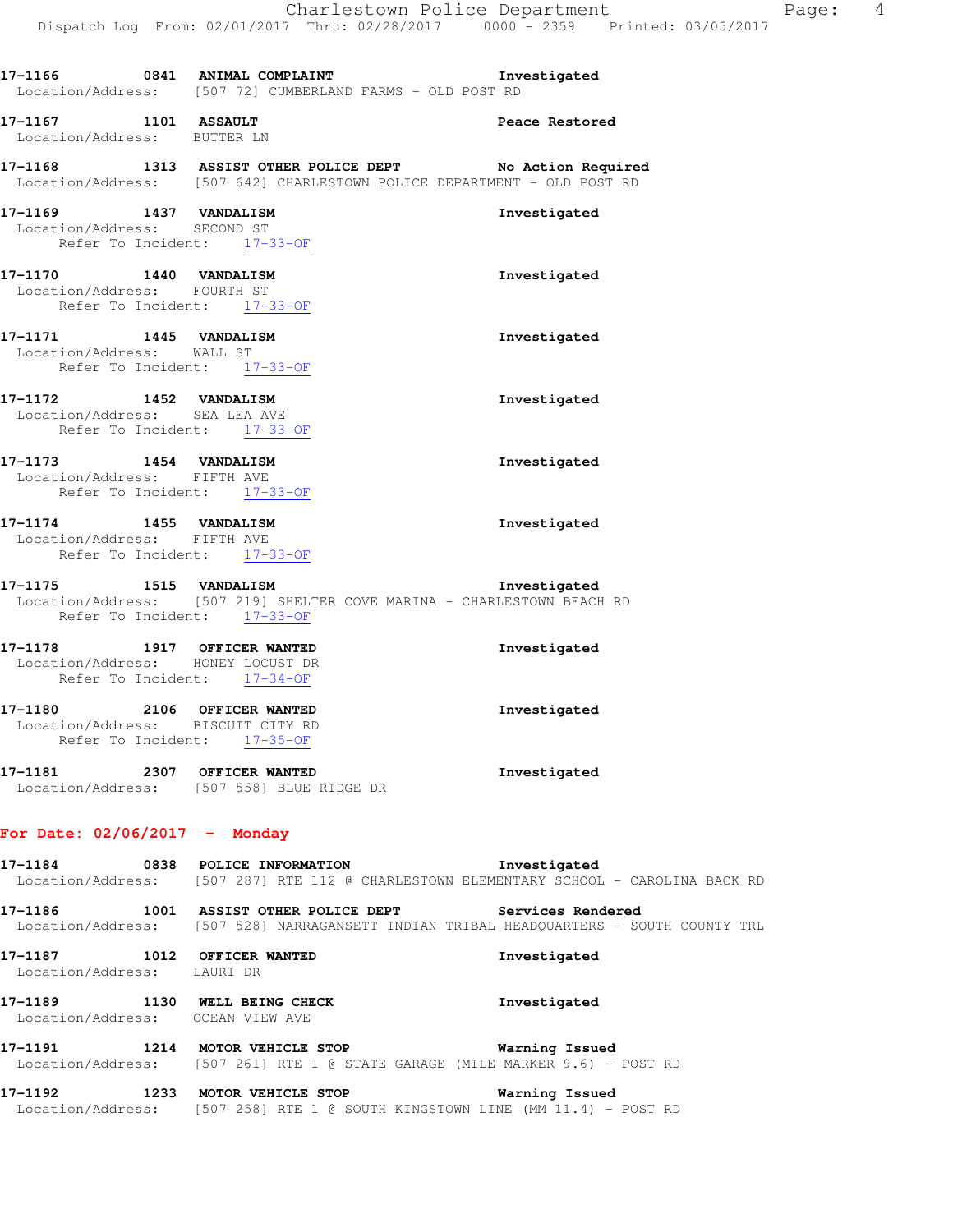**17-1166 0841 ANIMAL COMPLAINT** Investigated
Location/Address: [507 72] CUMBERLAND FARMS - OLD POST RD

**17-1167 1101 ASSAULT** Peace Restored
Location/Address: BUTTER LN

**17-1168 1313 ASSIST OTHER POLICE DEPT** No Action Required
Location/Address: [507 642] CHARLESTOWN POLICE DEPARTMENT - OLD POST RD

**17-1169 1437 VANDALISM** Investigated
Location/Address: SECOND ST
Refer To Incident: 17-33-OF

**17-1170 1440 VANDALISM** Investigated
Location/Address: FOURTH ST
Refer To Incident: 17-33-OF

**17-1171 1445 VANDALISM** Investigated
Location/Address: WALL ST
Refer To Incident: 17-33-OF

**17-1172 1452 VANDALISM** Investigated
Location/Address: SEA LEA AVE
Refer To Incident: 17-33-OF

**17-1173 1454 VANDALISM** Investigated
Location/Address: FIFTH AVE
Refer To Incident: 17-33-OF

**17-1174 1455 VANDALISM** Investigated
Location/Address: FIFTH AVE
Refer To Incident: 17-33-OF

**17-1175 1515 VANDALISM** Investigated
Location/Address: [507 219] SHELTER COVE MARINA - CHARLESTOWN BEACH RD
Refer To Incident: 17-33-OF

**17-1178 1917 OFFICER WANTED** Investigated
Location/Address: HONEY LOCUST DR
Refer To Incident: 17-34-OF

**17-1180 2106 OFFICER WANTED** Investigated
Location/Address: BISCUIT CITY RD
Refer To Incident: 17-35-OF

**17-1181 2307 OFFICER WANTED** Investigated
Location/Address: [507 558] BLUE RIDGE DR

## For Date: 02/06/2017 - Monday

**17-1184 0838 POLICE INFORMATION** Investigated
Location/Address: [507 287] RTE 112 @ CHARLESTOWN ELEMENTARY SCHOOL - CAROLINA BACK RD

**17-1186 1001 ASSIST OTHER POLICE DEPT** Services Rendered
Location/Address: [507 528] NARRAGANSETT INDIAN TRIBAL HEADQUARTERS - SOUTH COUNTY TRL

**17-1187 1012 OFFICER WANTED** Investigated
Location/Address: LAURI DR

**17-1189 1130 WELL BEING CHECK** Investigated
Location/Address: OCEAN VIEW AVE

**17-1191 1214 MOTOR VEHICLE STOP** Warning Issued
Location/Address: [507 261] RTE 1 @ STATE GARAGE (MILE MARKER 9.6) - POST RD

**17-1192 1233 MOTOR VEHICLE STOP** Warning Issued
Location/Address: [507 258] RTE 1 @ SOUTH KINGSTOWN LINE (MM 11.4) - POST RD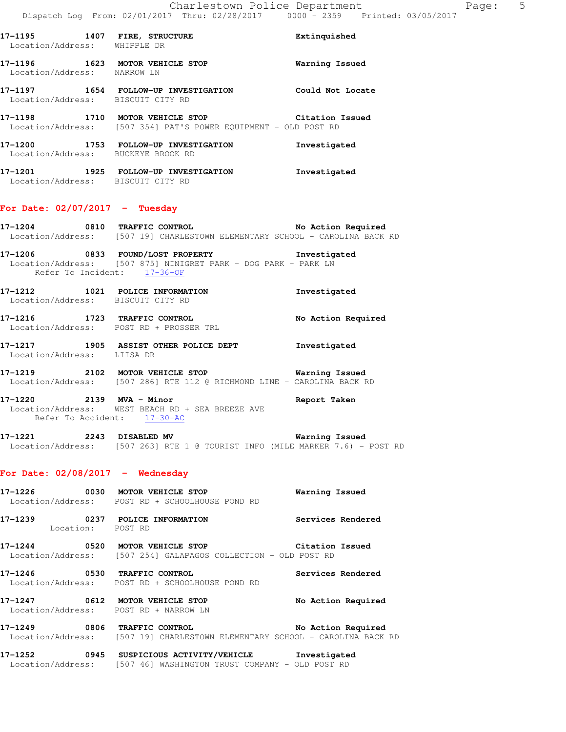17-1195 1407 FIRE, STRUCTURE Extinguished
Location/Address: WHIPPLE DR

17-1196 1623 MOTOR VEHICLE STOP Warning Issued
Location/Address: NARROW LN

17-1197 1654 FOLLOW-UP INVESTIGATION Could Not Locate
Location/Address: BISCUIT CITY RD

17-1198 1710 MOTOR VEHICLE STOP Citation Issued
Location/Address: [507 354] PAT'S POWER EQUIPMENT - OLD POST RD

17-1200 1753 FOLLOW-UP INVESTIGATION Investigated
Location/Address: BUCKEYE BROOK RD

17-1201 1925 FOLLOW-UP INVESTIGATION Investigated
Location/Address: BISCUIT CITY RD

## For Date: 02/07/2017 - Tuesday

17-1204 0810 TRAFFIC CONTROL No Action Required
Location/Address: [507 19] CHARLESTOWN ELEMENTARY SCHOOL - CAROLINA BACK RD

17-1206 0833 FOUND/LOST PROPERTY Investigated
Location/Address: [507 875] NINIGRET PARK - DOG PARK - PARK LN
Refer To Incident: 17-36-OF

17-1212 1021 POLICE INFORMATION Investigated
Location/Address: BISCUIT CITY RD

17-1216 1723 TRAFFIC CONTROL No Action Required
Location/Address: POST RD + PROSSER TRL

17-1217 1905 ASSIST OTHER POLICE DEPT Investigated
Location/Address: LIISA DR

17-1219 2102 MOTOR VEHICLE STOP Warning Issued
Location/Address: [507 286] RTE 112 @ RICHMOND LINE - CAROLINA BACK RD

17-1220 2139 MVA - Minor Report Taken
Location/Address: WEST BEACH RD + SEA BREEZE AVE
Refer To Accident: 17-30-AC

17-1221 2243 DISABLED MV Warning Issued
Location/Address: [507 263] RTE 1 @ TOURIST INFO (MILE MARKER 7.6) - POST RD

## For Date: 02/08/2017 - Wednesday

17-1226 0030 MOTOR VEHICLE STOP Warning Issued
Location/Address: POST RD + SCHOOLHOUSE POND RD

17-1239 0237 POLICE INFORMATION Services Rendered
Location: POST RD

17-1244 0520 MOTOR VEHICLE STOP Citation Issued
Location/Address: [507 254] GALAPAGOS COLLECTION - OLD POST RD

17-1246 0530 TRAFFIC CONTROL Services Rendered
Location/Address: POST RD + SCHOOLHOUSE POND RD

17-1247 0612 MOTOR VEHICLE STOP No Action Required
Location/Address: POST RD + NARROW LN

17-1249 0806 TRAFFIC CONTROL No Action Required
Location/Address: [507 19] CHARLESTOWN ELEMENTARY SCHOOL - CAROLINA BACK RD

17-1252 0945 SUSPICIOUS ACTIVITY/VEHICLE Investigated
Location/Address: [507 46] WASHINGTON TRUST COMPANY - OLD POST RD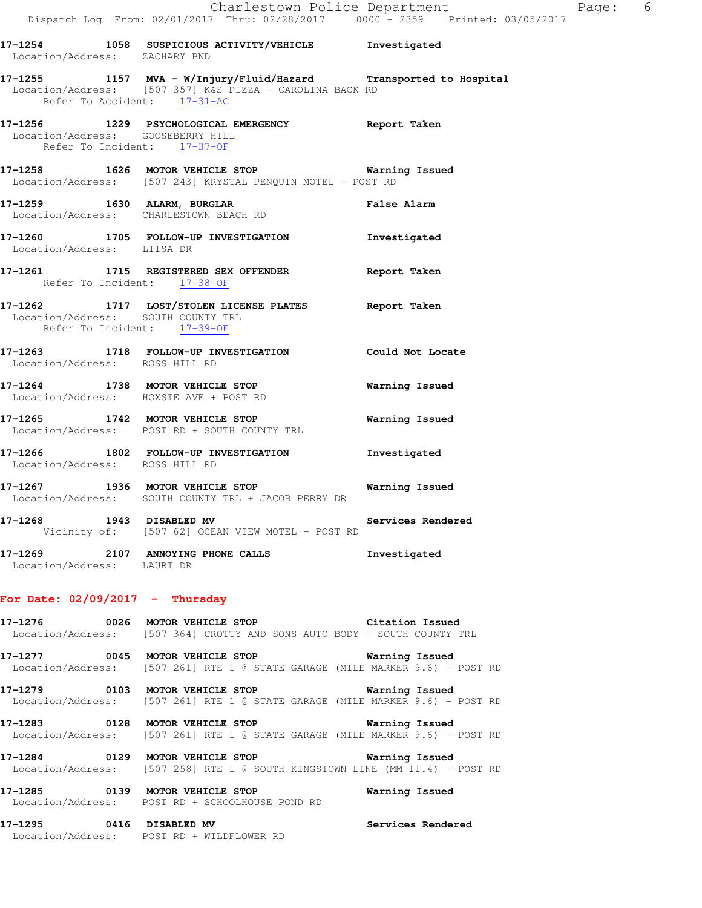17-1254 1058 **SUSPICIOUS ACTIVITY/VEHICLE** **Investigated**
Location/Address: ZACHARY BND

17-1255 1157 **MVA - W/Injury/Fluid/Hazard** **Transported to Hospital**
Location/Address: [507 357] K&S PIZZA - CAROLINA BACK RD
Refer To Accident: 17-31-AC

17-1256 1229 **PSYCHOLOGICAL EMERGENCY** **Report Taken**
Location/Address: GOOSEBERRY HILL
Refer To Incident: 17-37-OF

17-1258 1626 **MOTOR VEHICLE STOP** **Warning Issued**
Location/Address: [507 243] KRYSTAL PENQUIN MOTEL - POST RD

17-1259 1630 **ALARM, BURGLAR** **False Alarm**
Location/Address: CHARLESTOWN BEACH RD

17-1260 1705 **FOLLOW-UP INVESTIGATION** **Investigated**
Location/Address: LIISA DR

17-1261 1715 **REGISTERED SEX OFFENDER** **Report Taken**
Refer To Incident: 17-38-OF

17-1262 1717 **LOST/STOLEN LICENSE PLATES** **Report Taken**
Location/Address: SOUTH COUNTY TRL
Refer To Incident: 17-39-OF

17-1263 1718 **FOLLOW-UP INVESTIGATION** **Could Not Locate**
Location/Address: ROSS HILL RD

17-1264 1738 **MOTOR VEHICLE STOP** **Warning Issued**
Location/Address: HOXSIE AVE + POST RD

17-1265 1742 **MOTOR VEHICLE STOP** **Warning Issued**
Location/Address: POST RD + SOUTH COUNTY TRL

17-1266 1802 **FOLLOW-UP INVESTIGATION** **Investigated**
Location/Address: ROSS HILL RD

17-1267 1936 **MOTOR VEHICLE STOP** **Warning Issued**
Location/Address: SOUTH COUNTY TRL + JACOB PERRY DR

17-1268 1943 **DISABLED MV** **Services Rendered**
Vicinity of: [507 62] OCEAN VIEW MOTEL - POST RD

17-1269 2107 **ANNOYING PHONE CALLS** **Investigated**
Location/Address: LAURI DR

## For Date: 02/09/2017 - Thursday

17-1276 0026 **MOTOR VEHICLE STOP** **Citation Issued**
Location/Address: [507 364] CROTTY AND SONS AUTO BODY - SOUTH COUNTY TRL

17-1277 0045 **MOTOR VEHICLE STOP** **Warning Issued**
Location/Address: [507 261] RTE 1 @ STATE GARAGE (MILE MARKER 9.6) - POST RD

17-1279 0103 **MOTOR VEHICLE STOP** **Warning Issued**
Location/Address: [507 261] RTE 1 @ STATE GARAGE (MILE MARKER 9.6) - POST RD

17-1283 0128 **MOTOR VEHICLE STOP** **Warning Issued**
Location/Address: [507 261] RTE 1 @ STATE GARAGE (MILE MARKER 9.6) - POST RD

17-1284 0129 **MOTOR VEHICLE STOP** **Warning Issued**
Location/Address: [507 258] RTE 1 @ SOUTH KINGSTOWN LINE (MM 11.4) - POST RD

17-1285 0139 **MOTOR VEHICLE STOP** **Warning Issued**
Location/Address: POST RD + SCHOOLHOUSE POND RD

17-1295 0416 **DISABLED MV** **Services Rendered**
Location/Address: POST RD + WILDFLOWER RD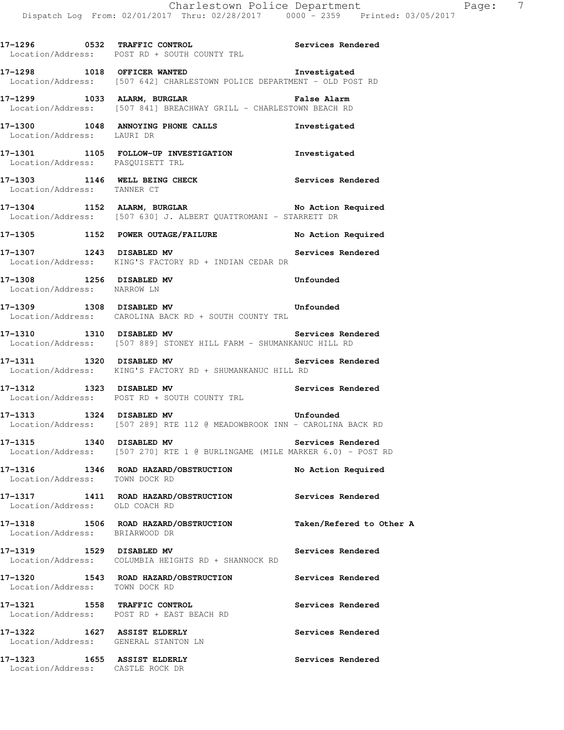**17-1296 0532 TRAFFIC CONTROL** Services Rendered
Location/Address: POST RD + SOUTH COUNTY TRL

**17-1298 1018 OFFICER WANTED** Investigated
Location/Address: [507 642] CHARLESTOWN POLICE DEPARTMENT - OLD POST RD

**17-1299 1033 ALARM, BURGLAR** False Alarm
Location/Address: [507 841] BREACHWAY GRILL - CHARLESTOWN BEACH RD

**17-1300 1048 ANNOYING PHONE CALLS** Investigated
Location/Address: LAURI DR

**17-1301 1105 FOLLOW-UP INVESTIGATION** Investigated
Location/Address: PASQUISETT TRL

**17-1303 1146 WELL BEING CHECK** Services Rendered
Location/Address: TANNER CT

**17-1304 1152 ALARM, BURGLAR** No Action Required
Location/Address: [507 630] J. ALBERT QUATTROMANI - STARRETT DR

**17-1305 1152 POWER OUTAGE/FAILURE** No Action Required

**17-1307 1243 DISABLED MV** Services Rendered
Location/Address: KING'S FACTORY RD + INDIAN CEDAR DR

**17-1308 1256 DISABLED MV** Unfounded
Location/Address: NARROW LN

**17-1309 1308 DISABLED MV** Unfounded
Location/Address: CAROLINA BACK RD + SOUTH COUNTY TRL

**17-1310 1310 DISABLED MV** Services Rendered
Location/Address: [507 889] STONEY HILL FARM - SHUMANKANUC HILL RD

**17-1311 1320 DISABLED MV** Services Rendered
Location/Address: KING'S FACTORY RD + SHUMANKANUC HILL RD

**17-1312 1323 DISABLED MV** Services Rendered
Location/Address: POST RD + SOUTH COUNTY TRL

**17-1313 1324 DISABLED MV** Unfounded
Location/Address: [507 289] RTE 112 @ MEADOWBROOK INN - CAROLINA BACK RD

**17-1315 1340 DISABLED MV** Services Rendered
Location/Address: [507 270] RTE 1 @ BURLINGAME (MILE MARKER 6.0) - POST RD

**17-1316 1346 ROAD HAZARD/OBSTRUCTION** No Action Required
Location/Address: TOWN DOCK RD

**17-1317 1411 ROAD HAZARD/OBSTRUCTION** Services Rendered
Location/Address: OLD COACH RD

**17-1318 1506 ROAD HAZARD/OBSTRUCTION** Taken/Refered to Other A
Location/Address: BRIARWOOD DR

**17-1319 1529 DISABLED MV** Services Rendered
Location/Address: COLUMBIA HEIGHTS RD + SHANNOCK RD

**17-1320 1543 ROAD HAZARD/OBSTRUCTION** Services Rendered
Location/Address: TOWN DOCK RD

**17-1321 1558 TRAFFIC CONTROL** Services Rendered
Location/Address: POST RD + EAST BEACH RD

**17-1322 1627 ASSIST ELDERLY** Services Rendered
Location/Address: GENERAL STANTON LN

**17-1323 1655 ASSIST ELDERLY** Services Rendered
Location/Address: CASTLE ROCK DR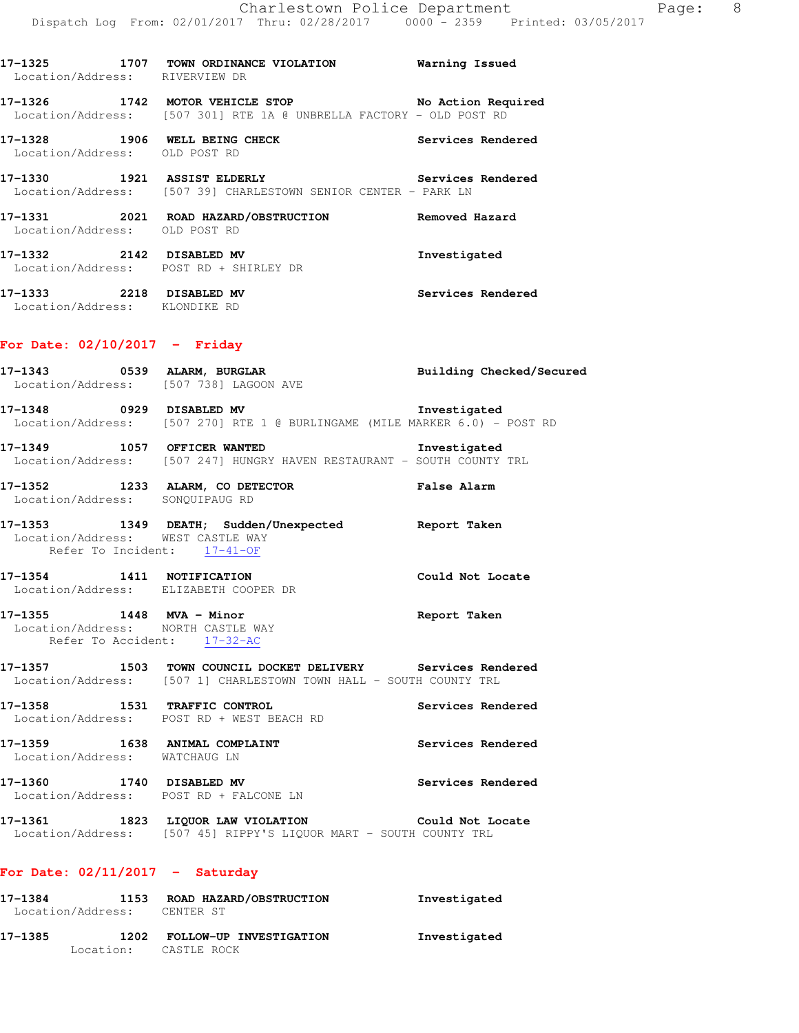17-1325 1707 TOWN ORDINANCE VIOLATION Warning Issued
Location/Address: RIVERVIEW DR

17-1326 1742 MOTOR VEHICLE STOP No Action Required
Location/Address: [507 301] RTE 1A @ UNBRELLA FACTORY - OLD POST RD

17-1328 1906 WELL BEING CHECK Services Rendered
Location/Address: OLD POST RD

17-1330 1921 ASSIST ELDERLY Services Rendered
Location/Address: [507 39] CHARLESTOWN SENIOR CENTER - PARK LN

17-1331 2021 ROAD HAZARD/OBSTRUCTION Removed Hazard
Location/Address: OLD POST RD

17-1332 2142 DISABLED MV Investigated
Location/Address: POST RD + SHIRLEY DR

17-1333 2218 DISABLED MV Services Rendered
Location/Address: KLONDIKE RD

## For Date: 02/10/2017 - Friday

17-1343 0539 ALARM, BURGLAR Building Checked/Secured
Location/Address: [507 738] LAGOON AVE

17-1348 0929 DISABLED MV Investigated
Location/Address: [507 270] RTE 1 @ BURLINGAME (MILE MARKER 6.0) - POST RD

17-1349 1057 OFFICER WANTED Investigated
Location/Address: [507 247] HUNGRY HAVEN RESTAURANT - SOUTH COUNTY TRL

17-1352 1233 ALARM, CO DETECTOR False Alarm
Location/Address: SONQUIPAUG RD

17-1353 1349 DEATH; Sudden/Unexpected Report Taken
Location/Address: WEST CASTLE WAY
Refer To Incident: 17-41-OF

17-1354 1411 NOTIFICATION Could Not Locate
Location/Address: ELIZABETH COOPER DR

17-1355 1448 MVA - Minor Report Taken
Location/Address: NORTH CASTLE WAY
Refer To Accident: 17-32-AC

17-1357 1503 TOWN COUNCIL DOCKET DELIVERY Services Rendered
Location/Address: [507 1] CHARLESTOWN TOWN HALL - SOUTH COUNTY TRL

17-1358 1531 TRAFFIC CONTROL Services Rendered
Location/Address: POST RD + WEST BEACH RD

17-1359 1638 ANIMAL COMPLAINT Services Rendered
Location/Address: WATCHAUG LN

17-1360 1740 DISABLED MV Services Rendered
Location/Address: POST RD + FALCONE LN

17-1361 1823 LIQUOR LAW VIOLATION Could Not Locate
Location/Address: [507 45] RIPPY'S LIQUOR MART - SOUTH COUNTY TRL

## For Date: 02/11/2017 - Saturday

17-1384 1153 ROAD HAZARD/OBSTRUCTION Investigated
Location/Address: CENTER ST

17-1385 1202 FOLLOW-UP INVESTIGATION Investigated
Location: CASTLE ROCK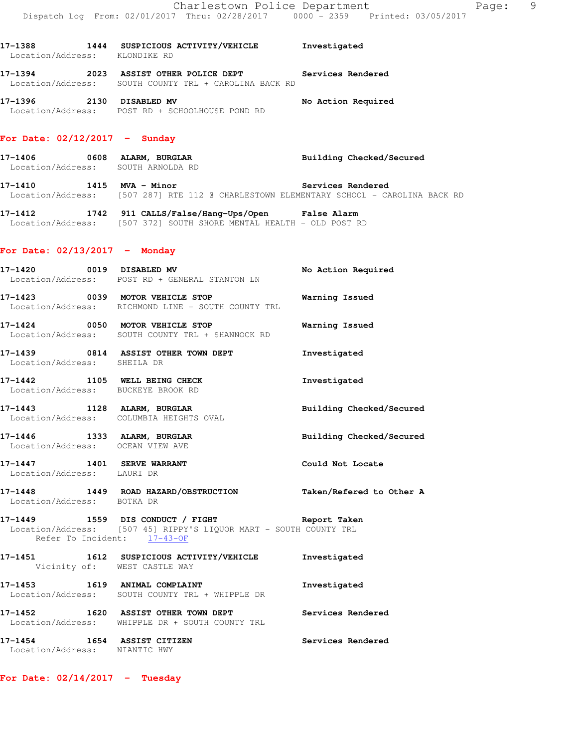17-1388 1444 **SUSPICIOUS ACTIVITY/VEHICLE** Investigated
Location/Address: KLONDIKE RD

17-1394 2023 **ASSIST OTHER POLICE DEPT** Services Rendered
Location/Address: SOUTH COUNTY TRL + CAROLINA BACK RD

17-1396 2130 **DISABLED MV** No Action Required
Location/Address: POST RD + SCHOOLHOUSE POND RD

## For Date: 02/12/2017 - Sunday

17-1406 0608 **ALARM, BURGLAR** Building Checked/Secured
Location/Address: SOUTH ARNOLDA RD

17-1410 1415 **MVA - Minor** Services Rendered
Location/Address: [507 287] RTE 112 @ CHARLESTOWN ELEMENTARY SCHOOL - CAROLINA BACK RD

17-1412 1742 **911 CALLS/False/Hang-Ups/Open** False Alarm
Location/Address: [507 372] SOUTH SHORE MENTAL HEALTH - OLD POST RD

## For Date: 02/13/2017 - Monday

17-1420 0019 **DISABLED MV** No Action Required
Location/Address: POST RD + GENERAL STANTON LN

17-1423 0039 **MOTOR VEHICLE STOP** Warning Issued
Location/Address: RICHMOND LINE - SOUTH COUNTY TRL

17-1424 0050 **MOTOR VEHICLE STOP** Warning Issued
Location/Address: SOUTH COUNTY TRL + SHANNOCK RD

17-1439 0814 **ASSIST OTHER TOWN DEPT** Investigated
Location/Address: SHEILA DR

17-1442 1105 **WELL BEING CHECK** Investigated
Location/Address: BUCKEYE BROOK RD

17-1443 1128 **ALARM, BURGLAR** Building Checked/Secured
Location/Address: COLUMBIA HEIGHTS OVAL

17-1446 1333 **ALARM, BURGLAR** Building Checked/Secured
Location/Address: OCEAN VIEW AVE

17-1447 1401 **SERVE WARRANT** Could Not Locate
Location/Address: LAURI DR

17-1448 1449 **ROAD HAZARD/OBSTRUCTION** Taken/Refered to Other A
Location/Address: BOTKA DR

17-1449 1559 **DIS CONDUCT / FIGHT** Report Taken
Location/Address: [507 45] RIPPY'S LIQUOR MART - SOUTH COUNTY TRL
Refer To Incident: 17-43-OF

17-1451 1612 **SUSPICIOUS ACTIVITY/VEHICLE** Investigated
Vicinity of: WEST CASTLE WAY

17-1453 1619 **ANIMAL COMPLAINT** Investigated
Location/Address: SOUTH COUNTY TRL + WHIPPLE DR

17-1452 1620 **ASSIST OTHER TOWN DEPT** Services Rendered
Location/Address: WHIPPLE DR + SOUTH COUNTY TRL

17-1454 1654 **ASSIST CITIZEN** Services Rendered
Location/Address: NIANTIC HWY

## For Date: 02/14/2017 - Tuesday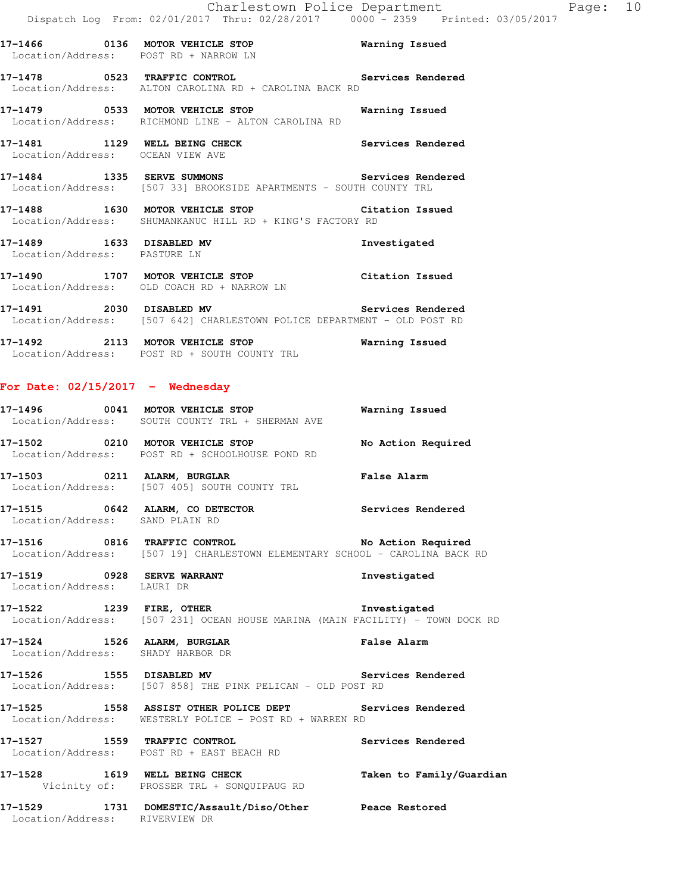**17-1466 0136 MOTOR VEHICLE STOP** **Warning Issued**
Location/Address: POST RD + NARROW LN

**17-1478 0523 TRAFFIC CONTROL** **Services Rendered**
Location/Address: ALTON CAROLINA RD + CAROLINA BACK RD

**17-1479 0533 MOTOR VEHICLE STOP** **Warning Issued**
Location/Address: RICHMOND LINE - ALTON CAROLINA RD

**17-1481 1129 WELL BEING CHECK** **Services Rendered**
Location/Address: OCEAN VIEW AVE

**17-1484 1335 SERVE SUMMONS** **Services Rendered**
Location/Address: [507 33] BROOKSIDE APARTMENTS - SOUTH COUNTY TRL

**17-1488 1630 MOTOR VEHICLE STOP** **Citation Issued**
Location/Address: SHUMANKANUC HILL RD + KING'S FACTORY RD

**17-1489 1633 DISABLED MV** **Investigated**
Location/Address: PASTURE LN

**17-1490 1707 MOTOR VEHICLE STOP** **Citation Issued**
Location/Address: OLD COACH RD + NARROW LN

**17-1491 2030 DISABLED MV** **Services Rendered**
Location/Address: [507 642] CHARLESTOWN POLICE DEPARTMENT - OLD POST RD

**17-1492 2113 MOTOR VEHICLE STOP** **Warning Issued**
Location/Address: POST RD + SOUTH COUNTY TRL

## For Date: 02/15/2017 - Wednesday

**17-1496 0041 MOTOR VEHICLE STOP** **Warning Issued**
Location/Address: SOUTH COUNTY TRL + SHERMAN AVE

**17-1502 0210 MOTOR VEHICLE STOP** **No Action Required**
Location/Address: POST RD + SCHOOLHOUSE POND RD

**17-1503 0211 ALARM, BURGLAR** **False Alarm**
Location/Address: [507 405] SOUTH COUNTY TRL

**17-1515 0642 ALARM, CO DETECTOR** **Services Rendered**
Location/Address: SAND PLAIN RD

**17-1516 0816 TRAFFIC CONTROL** **No Action Required**
Location/Address: [507 19] CHARLESTOWN ELEMENTARY SCHOOL - CAROLINA BACK RD

**17-1519 0928 SERVE WARRANT** **Investigated**
Location/Address: LAURI DR

**17-1522 1239 FIRE, OTHER** **Investigated**
Location/Address: [507 231] OCEAN HOUSE MARINA (MAIN FACILITY) - TOWN DOCK RD

**17-1524 1526 ALARM, BURGLAR** **False Alarm**
Location/Address: SHADY HARBOR DR

**17-1526 1555 DISABLED MV** **Services Rendered**
Location/Address: [507 858] THE PINK PELICAN - OLD POST RD

**17-1525 1558 ASSIST OTHER POLICE DEPT** **Services Rendered**
Location/Address: WESTERLY POLICE - POST RD + WARREN RD

**17-1527 1559 TRAFFIC CONTROL** **Services Rendered**
Location/Address: POST RD + EAST BEACH RD

**17-1528 1619 WELL BEING CHECK** **Taken to Family/Guardian**
Vicinity of: PROSSER TRL + SONQUIPAUG RD

**17-1529 1731 DOMESTIC/Assault/Diso/Other** **Peace Restored**
Location/Address: RIVERVIEW DR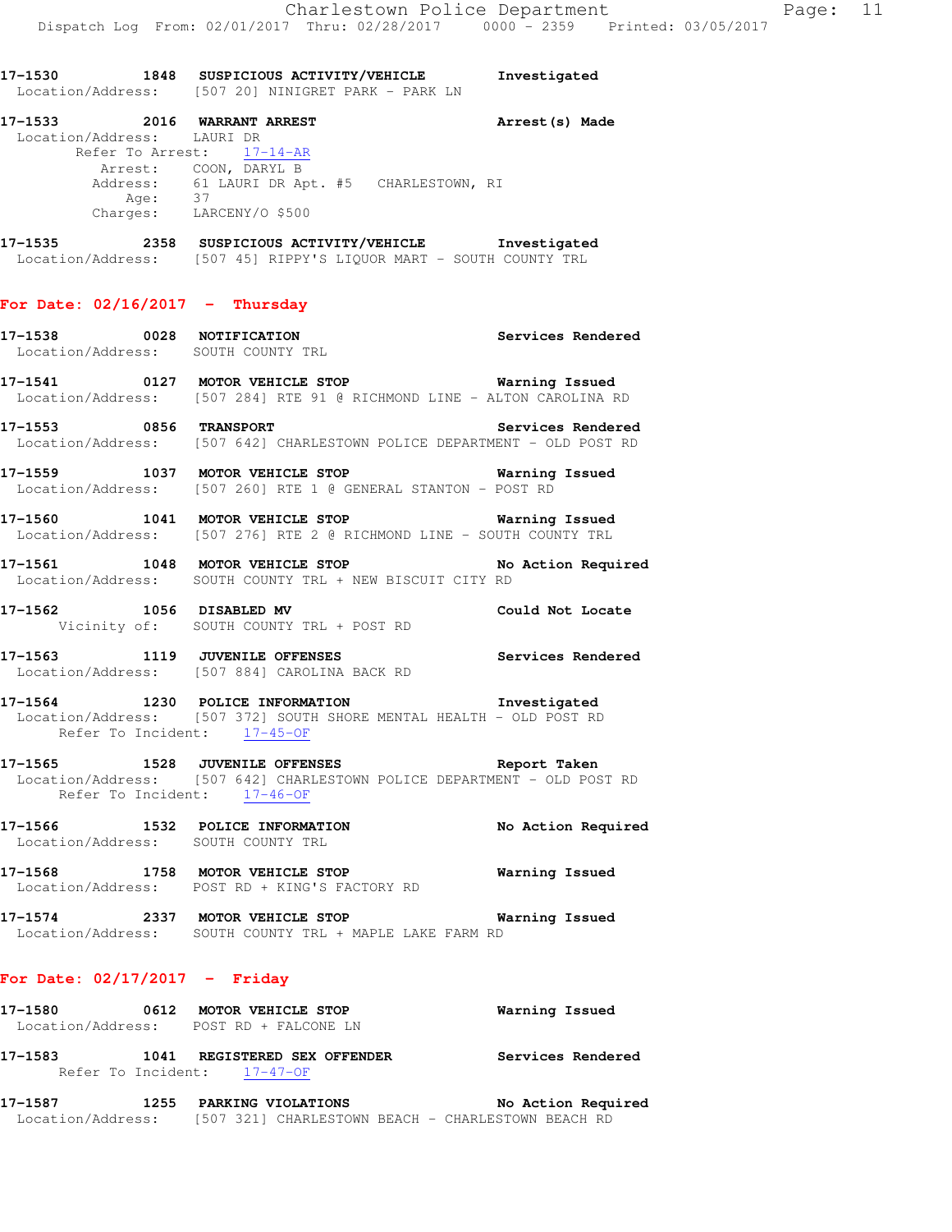17-1530 1848 **SUSPICIOUS ACTIVITY/VEHICLE** **Investigated**
Location/Address: [507 20] NINIGRET PARK - PARK LN

17-1533 2016 **WARRANT ARREST** **Arrest(s) Made**
Location/Address: LAURI DR
Refer To Arrest: 17-14-AR
Arrest: COON, DARYL B
Address: 61 LAURI DR Apt. #5 CHARLESTOWN, RI
Age: 37
Charges: LARCENY/O $500

17-1535 2358 **SUSPICIOUS ACTIVITY/VEHICLE** **Investigated**
Location/Address: [507 45] RIPPY'S LIQUOR MART - SOUTH COUNTY TRL

## For Date: 02/16/2017 - Thursday

17-1538 0028 **NOTIFICATION** **Services Rendered**
Location/Address: SOUTH COUNTY TRL

17-1541 0127 **MOTOR VEHICLE STOP** **Warning Issued**
Location/Address: [507 284] RTE 91 @ RICHMOND LINE - ALTON CAROLINA RD

17-1553 0856 **TRANSPORT** **Services Rendered**
Location/Address: [507 642] CHARLESTOWN POLICE DEPARTMENT - OLD POST RD

17-1559 1037 **MOTOR VEHICLE STOP** **Warning Issued**
Location/Address: [507 260] RTE 1 @ GENERAL STANTON - POST RD

17-1560 1041 **MOTOR VEHICLE STOP** **Warning Issued**
Location/Address: [507 276] RTE 2 @ RICHMOND LINE - SOUTH COUNTY TRL

17-1561 1048 **MOTOR VEHICLE STOP** **No Action Required**
Location/Address: SOUTH COUNTY TRL + NEW BISCUIT CITY RD

17-1562 1056 **DISABLED MV** **Could Not Locate**
Vicinity of: SOUTH COUNTY TRL + POST RD

17-1563 1119 **JUVENILE OFFENSES** **Services Rendered**
Location/Address: [507 884] CAROLINA BACK RD

17-1564 1230 **POLICE INFORMATION** **Investigated**
Location/Address: [507 372] SOUTH SHORE MENTAL HEALTH - OLD POST RD
Refer To Incident: 17-45-OF

17-1565 1528 **JUVENILE OFFENSES** **Report Taken**
Location/Address: [507 642] CHARLESTOWN POLICE DEPARTMENT - OLD POST RD
Refer To Incident: 17-46-OF

17-1566 1532 **POLICE INFORMATION** **No Action Required**
Location/Address: SOUTH COUNTY TRL

17-1568 1758 **MOTOR VEHICLE STOP** **Warning Issued**
Location/Address: POST RD + KING'S FACTORY RD

17-1574 2337 **MOTOR VEHICLE STOP** **Warning Issued**
Location/Address: SOUTH COUNTY TRL + MAPLE LAKE FARM RD

## For Date: 02/17/2017 - Friday

17-1580 0612 **MOTOR VEHICLE STOP** **Warning Issued**
Location/Address: POST RD + FALCONE LN

17-1583 1041 **REGISTERED SEX OFFENDER** **Services Rendered**
Refer To Incident: 17-47-OF

17-1587 1255 **PARKING VIOLATIONS** **No Action Required**
Location/Address: [507 321] CHARLESTOWN BEACH - CHARLESTOWN BEACH RD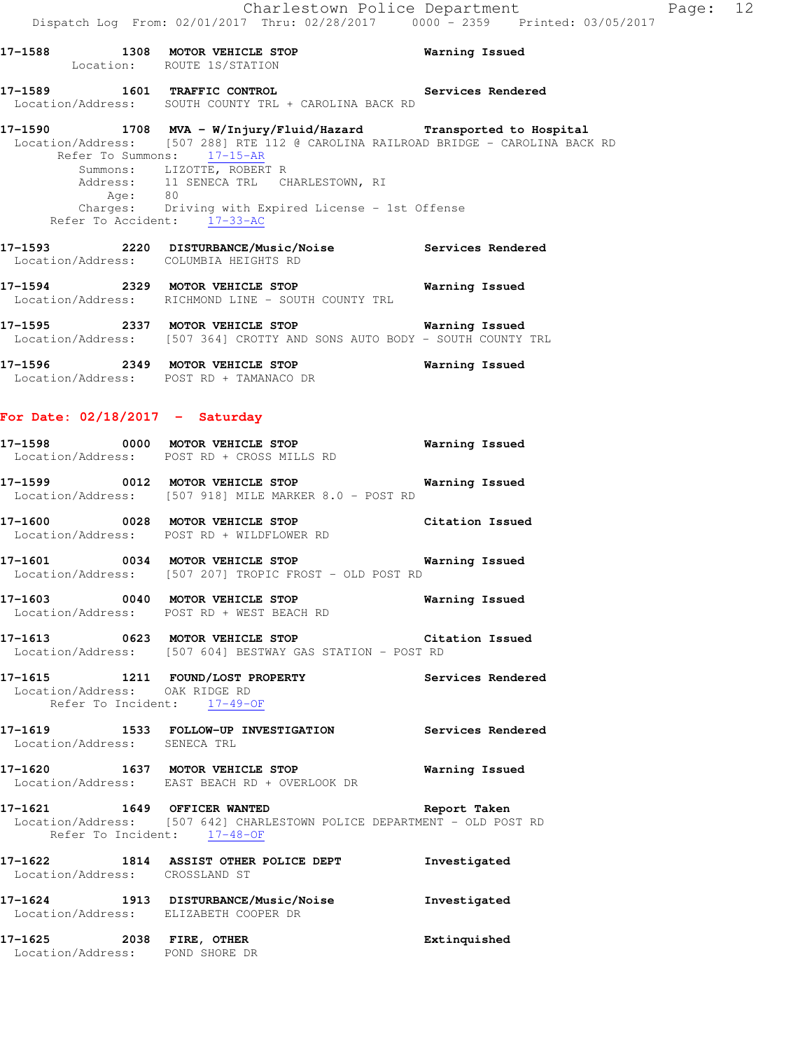**17-1588** 1308 **MOTOR VEHICLE STOP** **Warning Issued**
Location: ROUTE 1S/STATION

**17-1589** 1601 **TRAFFIC CONTROL** **Services Rendered**
Location/Address: SOUTH COUNTY TRL + CAROLINA BACK RD

**17-1590** 1708 **MVA - W/Injury/Fluid/Hazard** **Transported to Hospital**
Location/Address: [507 288] RTE 112 @ CAROLINA RAILROAD BRIDGE - CAROLINA BACK RD
Refer To Summons: 17-15-AR
Summons: LIZOTTE, ROBERT R
Address: 11 SENECA TRL CHARLESTOWN, RI
Age: 80
Charges: Driving with Expired License - 1st Offense
Refer To Accident: 17-33-AC

**17-1593** 2220 **DISTURBANCE/Music/Noise** **Services Rendered**
Location/Address: COLUMBIA HEIGHTS RD

**17-1594** 2329 **MOTOR VEHICLE STOP** **Warning Issued**
Location/Address: RICHMOND LINE - SOUTH COUNTY TRL

**17-1595** 2337 **MOTOR VEHICLE STOP** **Warning Issued**
Location/Address: [507 364] CROTTY AND SONS AUTO BODY - SOUTH COUNTY TRL

**17-1596** 2349 **MOTOR VEHICLE STOP** **Warning Issued**
Location/Address: POST RD + TAMANACO DR

## For Date: 02/18/2017 - Saturday

**17-1598** 0000 **MOTOR VEHICLE STOP** **Warning Issued**
Location/Address: POST RD + CROSS MILLS RD

**17-1599** 0012 **MOTOR VEHICLE STOP** **Warning Issued**
Location/Address: [507 918] MILE MARKER 8.0 - POST RD

**17-1600** 0028 **MOTOR VEHICLE STOP** **Citation Issued**
Location/Address: POST RD + WILDFLOWER RD

**17-1601** 0034 **MOTOR VEHICLE STOP** **Warning Issued**
Location/Address: [507 207] TROPIC FROST - OLD POST RD

**17-1603** 0040 **MOTOR VEHICLE STOP** **Warning Issued**
Location/Address: POST RD + WEST BEACH RD

**17-1613** 0623 **MOTOR VEHICLE STOP** **Citation Issued**
Location/Address: [507 604] BESTWAY GAS STATION - POST RD

**17-1615** 1211 **FOUND/LOST PROPERTY** **Services Rendered**
Location/Address: OAK RIDGE RD
Refer To Incident: 17-49-OF

**17-1619** 1533 **FOLLOW-UP INVESTIGATION** **Services Rendered**
Location/Address: SENECA TRL

**17-1620** 1637 **MOTOR VEHICLE STOP** **Warning Issued**
Location/Address: EAST BEACH RD + OVERLOOK DR

**17-1621** 1649 **OFFICER WANTED** **Report Taken**
Location/Address: [507 642] CHARLESTOWN POLICE DEPARTMENT - OLD POST RD
Refer To Incident: 17-48-OF

**17-1622** 1814 **ASSIST OTHER POLICE DEPT** **Investigated**
Location/Address: CROSSLAND ST

**17-1624** 1913 **DISTURBANCE/Music/Noise** **Investigated**
Location/Address: ELIZABETH COOPER DR

**17-1625** 2038 **FIRE, OTHER** **Extinquished**
Location/Address: POND SHORE DR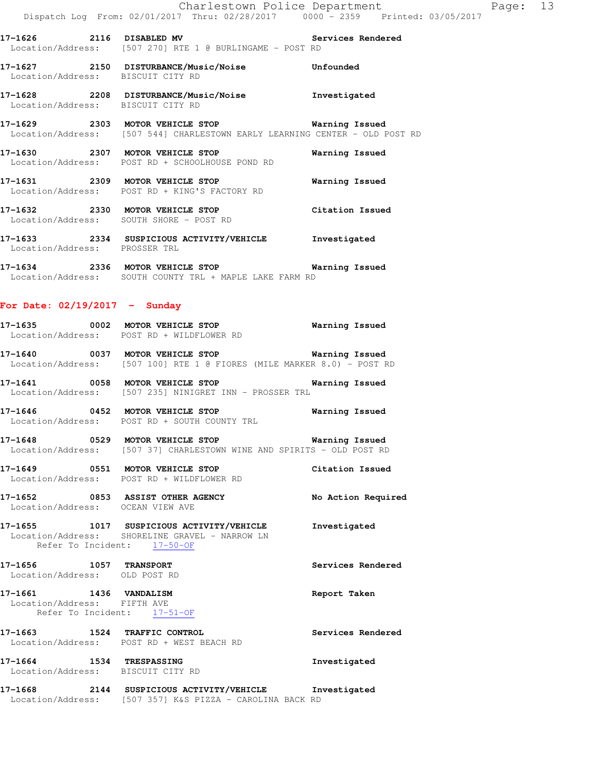**17-1626 2116 DISABLED MV** — Services Rendered
Location/Address: [507 270] RTE 1 @ BURLINGAME - POST RD

**17-1627 2150 DISTURBANCE/Music/Noise** — Unfounded
Location/Address: BISCUIT CITY RD

**17-1628 2208 DISTURBANCE/Music/Noise** — Investigated
Location/Address: BISCUIT CITY RD

**17-1629 2303 MOTOR VEHICLE STOP** — Warning Issued
Location/Address: [507 544] CHARLESTOWN EARLY LEARNING CENTER - OLD POST RD

**17-1630 2307 MOTOR VEHICLE STOP** — Warning Issued
Location/Address: POST RD + SCHOOLHOUSE POND RD

**17-1631 2309 MOTOR VEHICLE STOP** — Warning Issued
Location/Address: POST RD + KING'S FACTORY RD

**17-1632 2330 MOTOR VEHICLE STOP** — Citation Issued
Location/Address: SOUTH SHORE - POST RD

**17-1633 2334 SUSPICIOUS ACTIVITY/VEHICLE** — Investigated
Location/Address: PROSSER TRL

**17-1634 2336 MOTOR VEHICLE STOP** — Warning Issued
Location/Address: SOUTH COUNTY TRL + MAPLE LAKE FARM RD

## For Date: 02/19/2017 - Sunday

**17-1635 0002 MOTOR VEHICLE STOP** — Warning Issued
Location/Address: POST RD + WILDFLOWER RD

**17-1640 0037 MOTOR VEHICLE STOP** — Warning Issued
Location/Address: [507 100] RTE 1 @ FIORES (MILE MARKER 8.0) - POST RD

**17-1641 0058 MOTOR VEHICLE STOP** — Warning Issued
Location/Address: [507 235] NINIGRET INN - PROSSER TRL

**17-1646 0452 MOTOR VEHICLE STOP** — Warning Issued
Location/Address: POST RD + SOUTH COUNTY TRL

**17-1648 0529 MOTOR VEHICLE STOP** — Warning Issued
Location/Address: [507 37] CHARLESTOWN WINE AND SPIRITS - OLD POST RD

**17-1649 0551 MOTOR VEHICLE STOP** — Citation Issued
Location/Address: POST RD + WILDFLOWER RD

**17-1652 0853 ASSIST OTHER AGENCY** — No Action Required
Location/Address: OCEAN VIEW AVE

**17-1655 1017 SUSPICIOUS ACTIVITY/VEHICLE** — Investigated
Location/Address: SHORELINE GRAVEL - NARROW LN
Refer To Incident: 17-50-OF

**17-1656 1057 TRANSPORT** — Services Rendered
Location/Address: OLD POST RD

**17-1661 1436 VANDALISM** — Report Taken
Location/Address: FIFTH AVE
Refer To Incident: 17-51-OF

**17-1663 1524 TRAFFIC CONTROL** — Services Rendered
Location/Address: POST RD + WEST BEACH RD

**17-1664 1534 TRESPASSING** — Investigated
Location/Address: BISCUIT CITY RD

**17-1668 2144 SUSPICIOUS ACTIVITY/VEHICLE** — Investigated
Location/Address: [507 357] K&S PIZZA - CAROLINA BACK RD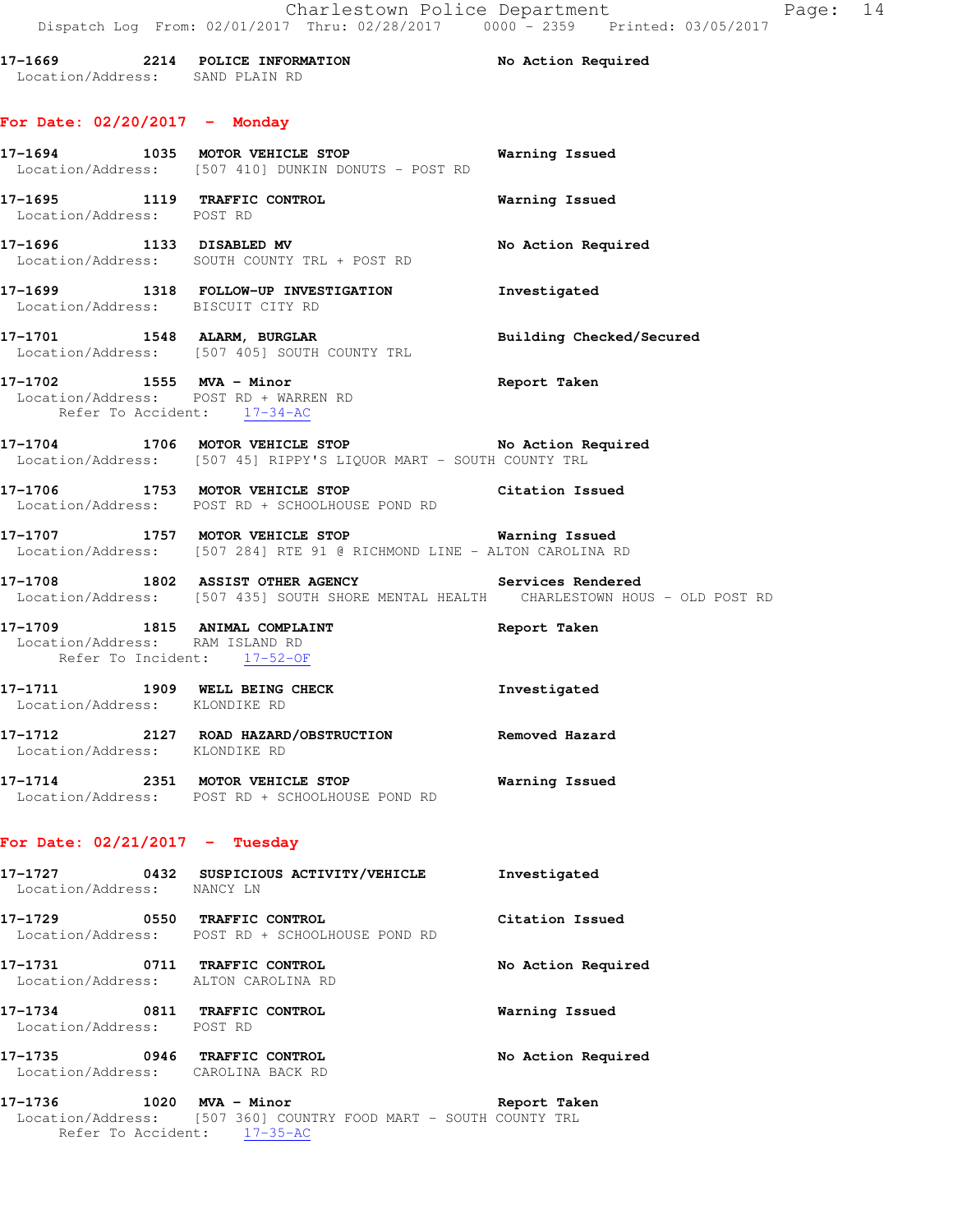17-1669 2214 POLICE INFORMATION No Action Required
Location/Address: SAND PLAIN RD

## For Date: 02/20/2017 - Monday

17-1694 1035 MOTOR VEHICLE STOP Warning Issued
Location/Address: [507 410] DUNKIN DONUTS - POST RD

17-1695 1119 TRAFFIC CONTROL Warning Issued
Location/Address: POST RD

17-1696 1133 DISABLED MV No Action Required
Location/Address: SOUTH COUNTY TRL + POST RD

17-1699 1318 FOLLOW-UP INVESTIGATION Investigated
Location/Address: BISCUIT CITY RD

17-1701 1548 ALARM, BURGLAR Building Checked/Secured
Location/Address: [507 405] SOUTH COUNTY TRL

17-1702 1555 MVA - Minor Report Taken
Location/Address: POST RD + WARREN RD
Refer To Accident: 17-34-AC

17-1704 1706 MOTOR VEHICLE STOP No Action Required
Location/Address: [507 45] RIPPY'S LIQUOR MART - SOUTH COUNTY TRL

17-1706 1753 MOTOR VEHICLE STOP Citation Issued
Location/Address: POST RD + SCHOOLHOUSE POND RD

17-1707 1757 MOTOR VEHICLE STOP Warning Issued
Location/Address: [507 284] RTE 91 @ RICHMOND LINE - ALTON CAROLINA RD

17-1708 1802 ASSIST OTHER AGENCY Services Rendered
Location/Address: [507 435] SOUTH SHORE MENTAL HEALTH CHARLESTOWN HOUS - OLD POST RD

17-1709 1815 ANIMAL COMPLAINT Report Taken
Location/Address: RAM ISLAND RD
Refer To Incident: 17-52-OF

17-1711 1909 WELL BEING CHECK Investigated
Location/Address: KLONDIKE RD

17-1712 2127 ROAD HAZARD/OBSTRUCTION Removed Hazard
Location/Address: KLONDIKE RD

17-1714 2351 MOTOR VEHICLE STOP Warning Issued
Location/Address: POST RD + SCHOOLHOUSE POND RD

## For Date: 02/21/2017 - Tuesday

17-1727 0432 SUSPICIOUS ACTIVITY/VEHICLE Investigated
Location/Address: NANCY LN

17-1729 0550 TRAFFIC CONTROL Citation Issued
Location/Address: POST RD + SCHOOLHOUSE POND RD

17-1731 0711 TRAFFIC CONTROL No Action Required
Location/Address: ALTON CAROLINA RD

17-1734 0811 TRAFFIC CONTROL Warning Issued
Location/Address: POST RD

17-1735 0946 TRAFFIC CONTROL No Action Required
Location/Address: CAROLINA BACK RD

17-1736 1020 MVA - Minor Report Taken
Location/Address: [507 360] COUNTRY FOOD MART - SOUTH COUNTY TRL
Refer To Accident: 17-35-AC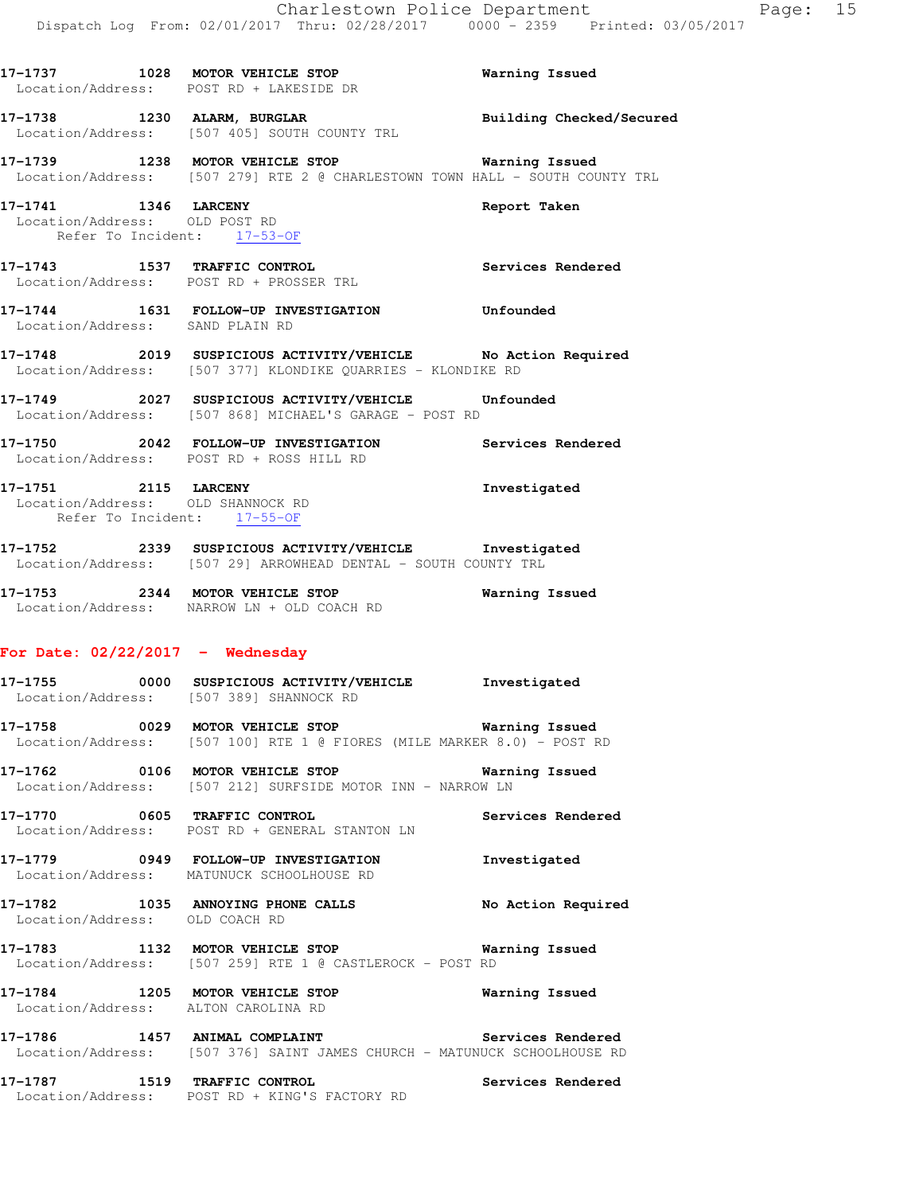17-1737 1028 **MOTOR VEHICLE STOP** Warning Issued
Location/Address: POST RD + LAKESIDE DR

17-1738 1230 **ALARM, BURGLAR** Building Checked/Secured
Location/Address: [507 405] SOUTH COUNTY TRL

17-1739 1238 **MOTOR VEHICLE STOP** Warning Issued
Location/Address: [507 279] RTE 2 @ CHARLESTOWN TOWN HALL - SOUTH COUNTY TRL

17-1741 1346 **LARCENY** Report Taken
Location/Address: OLD POST RD
Refer To Incident: 17-53-OF

17-1743 1537 **TRAFFIC CONTROL** Services Rendered
Location/Address: POST RD + PROSSER TRL

17-1744 1631 **FOLLOW-UP INVESTIGATION** Unfounded
Location/Address: SAND PLAIN RD

17-1748 2019 **SUSPICIOUS ACTIVITY/VEHICLE** No Action Required
Location/Address: [507 377] KLONDIKE QUARRIES - KLONDIKE RD

17-1749 2027 **SUSPICIOUS ACTIVITY/VEHICLE** Unfounded
Location/Address: [507 868] MICHAEL'S GARAGE - POST RD

17-1750 2042 **FOLLOW-UP INVESTIGATION** Services Rendered
Location/Address: POST RD + ROSS HILL RD

17-1751 2115 **LARCENY** Investigated
Location/Address: OLD SHANNOCK RD
Refer To Incident: 17-55-OF

17-1752 2339 **SUSPICIOUS ACTIVITY/VEHICLE** Investigated
Location/Address: [507 29] ARROWHEAD DENTAL - SOUTH COUNTY TRL

17-1753 2344 **MOTOR VEHICLE STOP** Warning Issued
Location/Address: NARROW LN + OLD COACH RD

## For Date: 02/22/2017 - Wednesday

17-1755 0000 **SUSPICIOUS ACTIVITY/VEHICLE** Investigated
Location/Address: [507 389] SHANNOCK RD

17-1758 0029 **MOTOR VEHICLE STOP** Warning Issued
Location/Address: [507 100] RTE 1 @ FIORES (MILE MARKER 8.0) - POST RD

17-1762 0106 **MOTOR VEHICLE STOP** Warning Issued
Location/Address: [507 212] SURFSIDE MOTOR INN - NARROW LN

17-1770 0605 **TRAFFIC CONTROL** Services Rendered
Location/Address: POST RD + GENERAL STANTON LN

17-1779 0949 **FOLLOW-UP INVESTIGATION** Investigated
Location/Address: MATUNUCK SCHOOLHOUSE RD

17-1782 1035 **ANNOYING PHONE CALLS** No Action Required
Location/Address: OLD COACH RD

17-1783 1132 **MOTOR VEHICLE STOP** Warning Issued
Location/Address: [507 259] RTE 1 @ CASTLEROCK - POST RD

17-1784 1205 **MOTOR VEHICLE STOP** Warning Issued
Location/Address: ALTON CAROLINA RD

17-1786 1457 **ANIMAL COMPLAINT** Services Rendered
Location/Address: [507 376] SAINT JAMES CHURCH - MATUNUCK SCHOOLHOUSE RD

17-1787 1519 **TRAFFIC CONTROL** Services Rendered
Location/Address: POST RD + KING'S FACTORY RD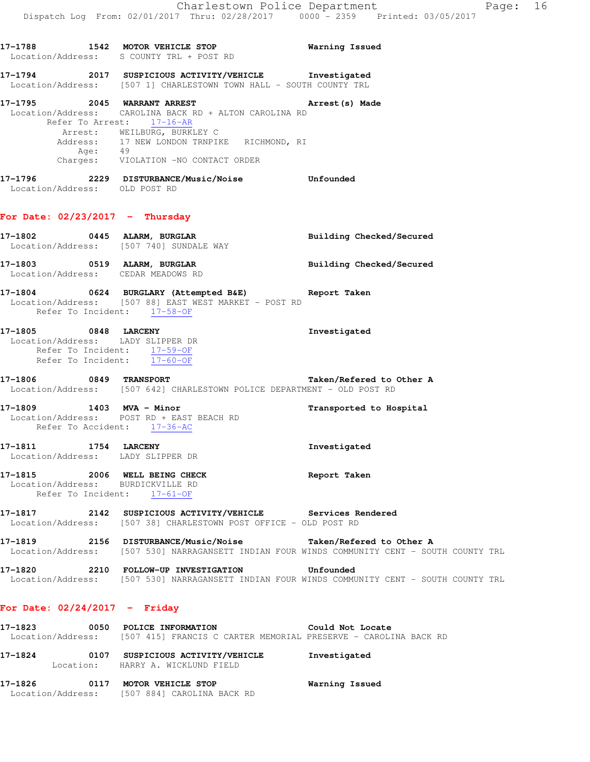17-1788 1542 **MOTOR VEHICLE STOP** Warning Issued
Location/Address: S COUNTY TRL + POST RD

17-1794 2017 **SUSPICIOUS ACTIVITY/VEHICLE** Investigated
Location/Address: [507 1] CHARLESTOWN TOWN HALL - SOUTH COUNTY TRL

17-1795 2045 **WARRANT ARREST** Arrest(s) Made
Location/Address: CAROLINA BACK RD + ALTON CAROLINA RD
Refer To Arrest: 17-16-AR
Arrest: WEILBURG, BURKLEY C
Address: 17 NEW LONDON TRNPIKE RICHMOND, RI
Age: 49
Charges: VIOLATION -NO CONTACT ORDER

17-1796 2229 **DISTURBANCE/Music/Noise** Unfounded
Location/Address: OLD POST RD

## For Date: 02/23/2017 - Thursday

17-1802 0445 **ALARM, BURGLAR** Building Checked/Secured
Location/Address: [507 740] SUNDALE WAY

17-1803 0519 **ALARM, BURGLAR** Building Checked/Secured
Location/Address: CEDAR MEADOWS RD

17-1804 0624 **BURGLARY (Attempted B&E)** Report Taken
Location/Address: [507 88] EAST WEST MARKET - POST RD
Refer To Incident: 17-58-OF

17-1805 0848 **LARCENY** Investigated
Location/Address: LADY SLIPPER DR
Refer To Incident: 17-59-OF
Refer To Incident: 17-60-OF

17-1806 0849 **TRANSPORT** Taken/Refered to Other A
Location/Address: [507 642] CHARLESTOWN POLICE DEPARTMENT - OLD POST RD

17-1809 1403 **MVA - Minor** Transported to Hospital
Location/Address: POST RD + EAST BEACH RD
Refer To Accident: 17-36-AC

17-1811 1754 **LARCENY** Investigated
Location/Address: LADY SLIPPER DR

17-1815 2006 **WELL BEING CHECK** Report Taken
Location/Address: BURDICKVILLE RD
Refer To Incident: 17-61-OF

17-1817 2142 **SUSPICIOUS ACTIVITY/VEHICLE** Services Rendered
Location/Address: [507 38] CHARLESTOWN POST OFFICE - OLD POST RD

17-1819 2156 **DISTURBANCE/Music/Noise** Taken/Refered to Other A
Location/Address: [507 530] NARRAGANSETT INDIAN FOUR WINDS COMMUNITY CENT - SOUTH COUNTY TRL

17-1820 2210 **FOLLOW-UP INVESTIGATION** Unfounded
Location/Address: [507 530] NARRAGANSETT INDIAN FOUR WINDS COMMUNITY CENT - SOUTH COUNTY TRL

## For Date: 02/24/2017 - Friday

17-1823 0050 **POLICE INFORMATION** Could Not Locate
Location/Address: [507 415] FRANCIS C CARTER MEMORIAL PRESERVE - CAROLINA BACK RD

17-1824 0107 **SUSPICIOUS ACTIVITY/VEHICLE** Investigated
Location: HARRY A. WICKLUND FIELD

17-1826 0117 **MOTOR VEHICLE STOP** Warning Issued
Location/Address: [507 884] CAROLINA BACK RD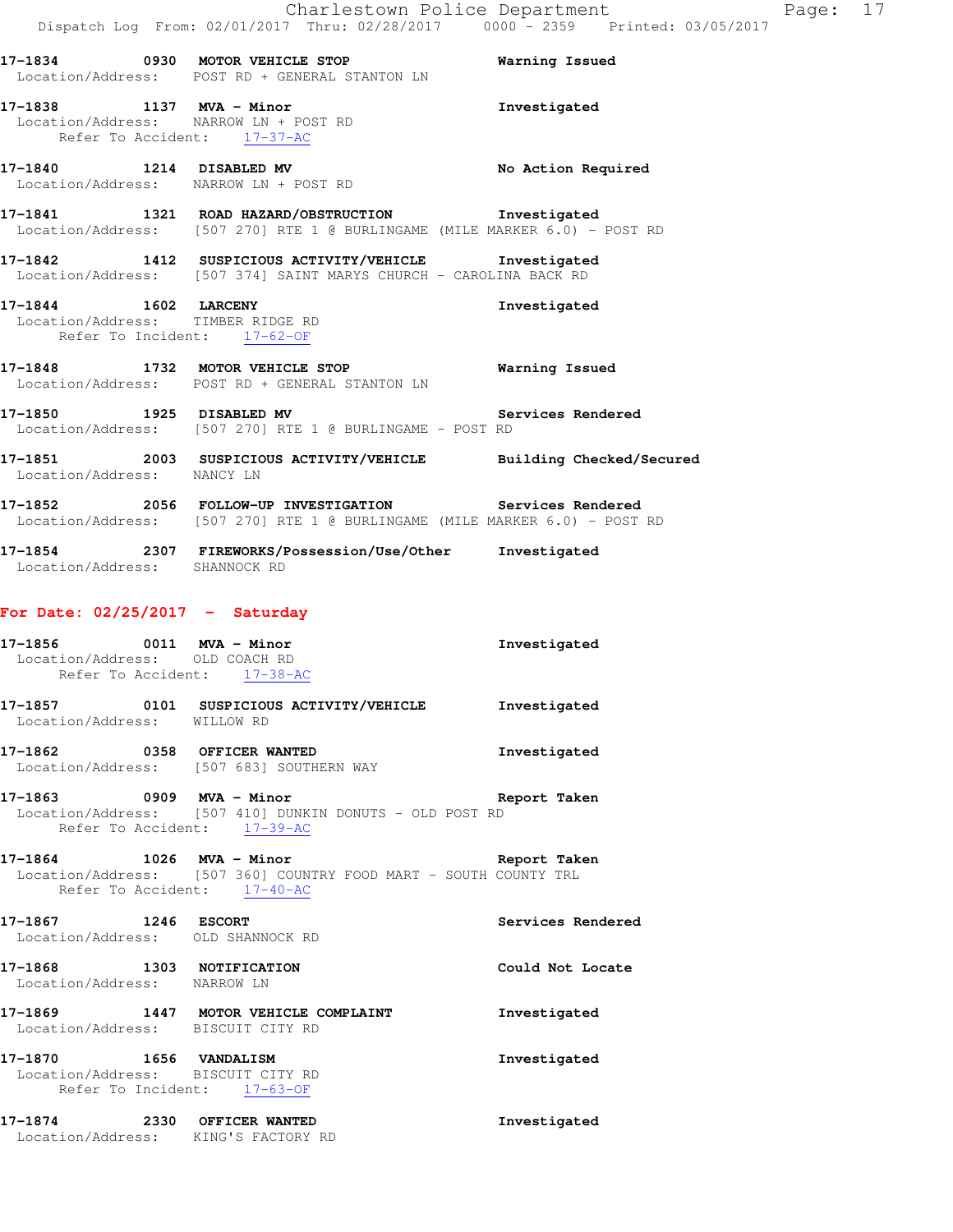17-1834 0930 MOTOR VEHICLE STOP Warning Issued
Location/Address: POST RD + GENERAL STANTON LN

17-1838 1137 MVA - Minor Investigated
Location/Address: NARROW LN + POST RD
Refer To Accident: 17-37-AC

17-1840 1214 DISABLED MV No Action Required
Location/Address: NARROW LN + POST RD

17-1841 1321 ROAD HAZARD/OBSTRUCTION Investigated
Location/Address: [507 270] RTE 1 @ BURLINGAME (MILE MARKER 6.0) - POST RD

17-1842 1412 SUSPICIOUS ACTIVITY/VEHICLE Investigated
Location/Address: [507 374] SAINT MARYS CHURCH - CAROLINA BACK RD

17-1844 1602 LARCENY Investigated
Location/Address: TIMBER RIDGE RD
Refer To Incident: 17-62-OF

17-1848 1732 MOTOR VEHICLE STOP Warning Issued
Location/Address: POST RD + GENERAL STANTON LN

17-1850 1925 DISABLED MV Services Rendered
Location/Address: [507 270] RTE 1 @ BURLINGAME - POST RD

17-1851 2003 SUSPICIOUS ACTIVITY/VEHICLE Building Checked/Secured
Location/Address: NANCY LN

17-1852 2056 FOLLOW-UP INVESTIGATION Services Rendered
Location/Address: [507 270] RTE 1 @ BURLINGAME (MILE MARKER 6.0) - POST RD

17-1854 2307 FIREWORKS/Possession/Use/Other Investigated
Location/Address: SHANNOCK RD

## For Date: 02/25/2017 - Saturday

17-1856 0011 MVA - Minor Investigated
Location/Address: OLD COACH RD
Refer To Accident: 17-38-AC

17-1857 0101 SUSPICIOUS ACTIVITY/VEHICLE Investigated
Location/Address: WILLOW RD

17-1862 0358 OFFICER WANTED Investigated
Location/Address: [507 683] SOUTHERN WAY

17-1863 0909 MVA - Minor Report Taken
Location/Address: [507 410] DUNKIN DONUTS - OLD POST RD
Refer To Accident: 17-39-AC

17-1864 1026 MVA - Minor Report Taken
Location/Address: [507 360] COUNTRY FOOD MART - SOUTH COUNTY TRL
Refer To Accident: 17-40-AC

17-1867 1246 ESCORT Services Rendered
Location/Address: OLD SHANNOCK RD

17-1868 1303 NOTIFICATION Could Not Locate
Location/Address: NARROW LN

17-1869 1447 MOTOR VEHICLE COMPLAINT Investigated
Location/Address: BISCUIT CITY RD

17-1870 1656 VANDALISM Investigated
Location/Address: BISCUIT CITY RD
Refer To Incident: 17-63-OF

17-1874 2330 OFFICER WANTED Investigated
Location/Address: KING'S FACTORY RD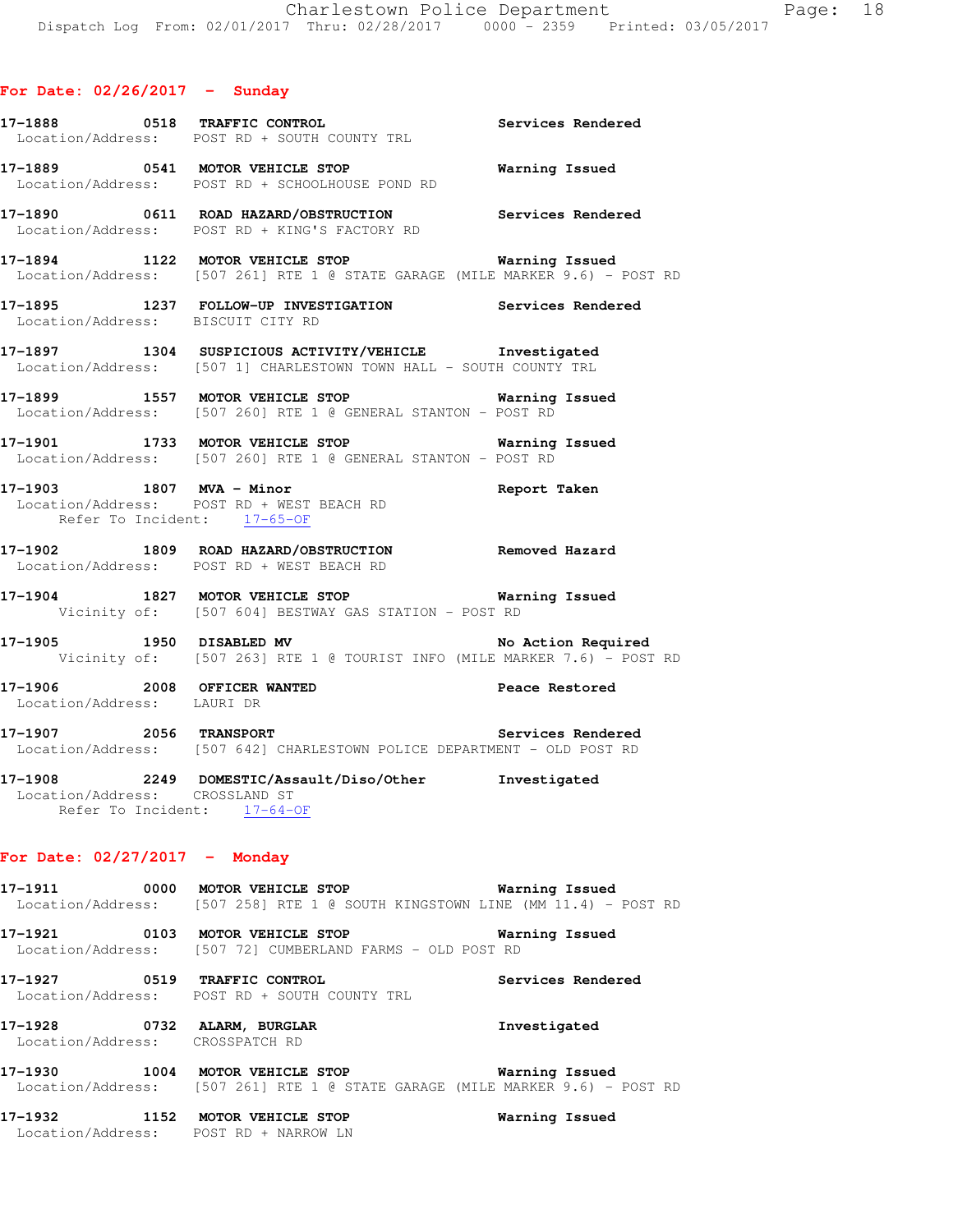## For Date: 02/26/2017 - Sunday

**17-1888 0518 TRAFFIC CONTROL** Services Rendered
Location/Address: POST RD + SOUTH COUNTY TRL

**17-1889 0541 MOTOR VEHICLE STOP** Warning Issued
Location/Address: POST RD + SCHOOLHOUSE POND RD

**17-1890 0611 ROAD HAZARD/OBSTRUCTION** Services Rendered
Location/Address: POST RD + KING'S FACTORY RD

**17-1894 1122 MOTOR VEHICLE STOP** Warning Issued
Location/Address: [507 261] RTE 1 @ STATE GARAGE (MILE MARKER 9.6) - POST RD

**17-1895 1237 FOLLOW-UP INVESTIGATION** Services Rendered
Location/Address: BISCUIT CITY RD

**17-1897 1304 SUSPICIOUS ACTIVITY/VEHICLE** Investigated
Location/Address: [507 1] CHARLESTOWN TOWN HALL - SOUTH COUNTY TRL

**17-1899 1557 MOTOR VEHICLE STOP** Warning Issued
Location/Address: [507 260] RTE 1 @ GENERAL STANTON - POST RD

**17-1901 1733 MOTOR VEHICLE STOP** Warning Issued
Location/Address: [507 260] RTE 1 @ GENERAL STANTON - POST RD

**17-1903 1807 MVA - Minor** Report Taken
Location/Address: POST RD + WEST BEACH RD
Refer To Incident: 17-65-OF

**17-1902 1809 ROAD HAZARD/OBSTRUCTION** Removed Hazard
Location/Address: POST RD + WEST BEACH RD

**17-1904 1827 MOTOR VEHICLE STOP** Warning Issued
Vicinity of: [507 604] BESTWAY GAS STATION - POST RD

**17-1905 1950 DISABLED MV** No Action Required
Vicinity of: [507 263] RTE 1 @ TOURIST INFO (MILE MARKER 7.6) - POST RD

**17-1906 2008 OFFICER WANTED** Peace Restored
Location/Address: LAURI DR

**17-1907 2056 TRANSPORT** Services Rendered
Location/Address: [507 642] CHARLESTOWN POLICE DEPARTMENT - OLD POST RD

**17-1908 2249 DOMESTIC/Assault/Diso/Other** Investigated
Location/Address: CROSSLAND ST
Refer To Incident: 17-64-OF

## For Date: 02/27/2017 - Monday

**17-1911 0000 MOTOR VEHICLE STOP** Warning Issued
Location/Address: [507 258] RTE 1 @ SOUTH KINGSTOWN LINE (MM 11.4) - POST RD

**17-1921 0103 MOTOR VEHICLE STOP** Warning Issued
Location/Address: [507 72] CUMBERLAND FARMS - OLD POST RD

**17-1927 0519 TRAFFIC CONTROL** Services Rendered
Location/Address: POST RD + SOUTH COUNTY TRL

**17-1928 0732 ALARM, BURGLAR** Investigated
Location/Address: CROSSPATCH RD

**17-1930 1004 MOTOR VEHICLE STOP** Warning Issued
Location/Address: [507 261] RTE 1 @ STATE GARAGE (MILE MARKER 9.6) - POST RD

**17-1932 1152 MOTOR VEHICLE STOP** Warning Issued
Location/Address: POST RD + NARROW LN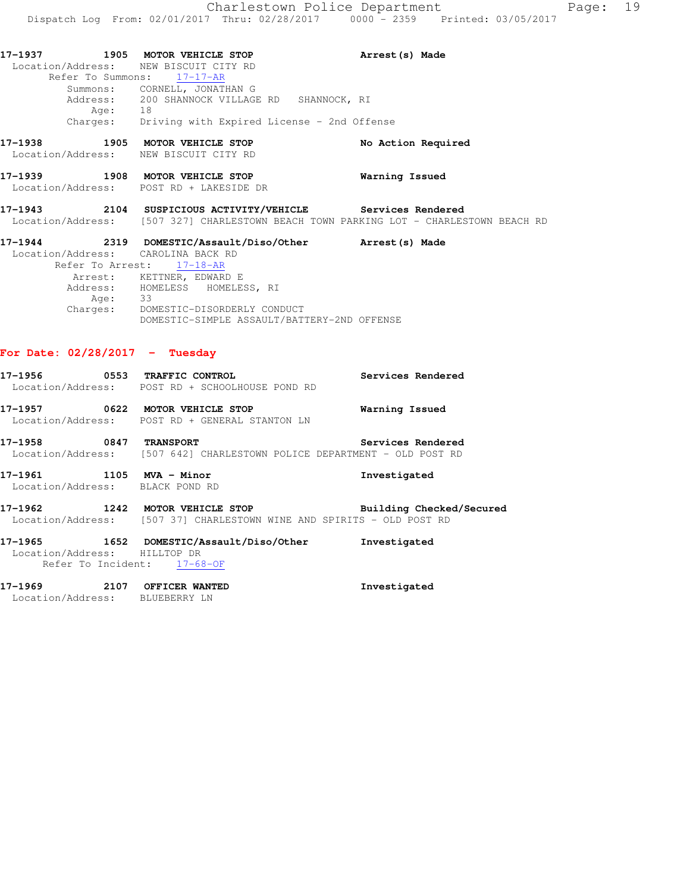**17-1937 1905 MOTOR VEHICLE STOP Arrest(s) Made**
Location/Address: NEW BISCUIT CITY RD
Refer To Summons: 17-17-AR
Summons: CORNELL, JONATHAN G
Address: 200 SHANNOCK VILLAGE RD SHANNOCK, RI
Age: 18
Charges: Driving with Expired License - 2nd Offense

**17-1938 1905 MOTOR VEHICLE STOP No Action Required**
Location/Address: NEW BISCUIT CITY RD

**17-1939 1908 MOTOR VEHICLE STOP Warning Issued**
Location/Address: POST RD + LAKESIDE DR

**17-1943 2104 SUSPICIOUS ACTIVITY/VEHICLE Services Rendered**
Location/Address: [507 327] CHARLESTOWN BEACH TOWN PARKING LOT - CHARLESTOWN BEACH RD

**17-1944 2319 DOMESTIC/Assault/Diso/Other Arrest(s) Made**
Location/Address: CAROLINA BACK RD
Refer To Arrest: 17-18-AR
Arrest: KETTNER, EDWARD E
Address: HOMELESS HOMELESS, RI
Age: 33
Charges: DOMESTIC-DISORDERLY CONDUCT
DOMESTIC-SIMPLE ASSAULT/BATTERY-2ND OFFENSE

## For Date: 02/28/2017 - Tuesday

**17-1956 0553 TRAFFIC CONTROL Services Rendered**
Location/Address: POST RD + SCHOOLHOUSE POND RD

**17-1957 0622 MOTOR VEHICLE STOP Warning Issued**
Location/Address: POST RD + GENERAL STANTON LN

**17-1958 0847 TRANSPORT Services Rendered**
Location/Address: [507 642] CHARLESTOWN POLICE DEPARTMENT - OLD POST RD

**17-1961 1105 MVA - Minor Investigated**
Location/Address: BLACK POND RD

**17-1962 1242 MOTOR VEHICLE STOP Building Checked/Secured**
Location/Address: [507 37] CHARLESTOWN WINE AND SPIRITS - OLD POST RD

**17-1965 1652 DOMESTIC/Assault/Diso/Other Investigated**
Location/Address: HILLTOP DR
Refer To Incident: 17-68-OF

**17-1969 2107 OFFICER WANTED Investigated**
Location/Address: BLUEBERRY LN